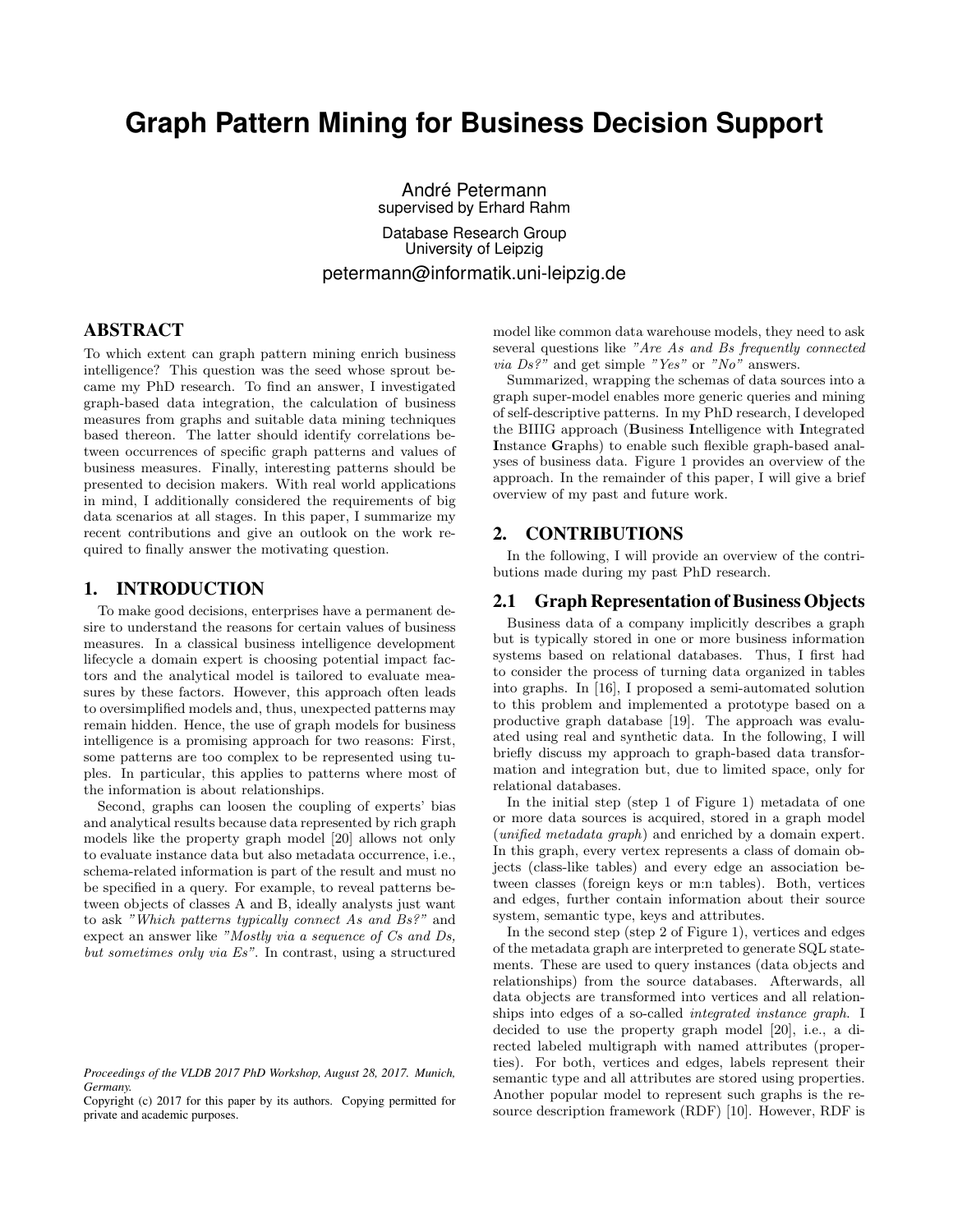# Graph Pattern Mining for Business Decision Support

André Petermann
supervised by Erhard Rahm

Database Research Group
University of Leipzig

petermann@informatik.uni-leipzig.de

## ABSTRACT

To which extent can graph pattern mining enrich business intelligence? This question was the seed whose sprout became my PhD research. To find an answer, I investigated graph-based data integration, the calculation of business measures from graphs and suitable data mining techniques based thereon. The latter should identify correlations between occurrences of specific graph patterns and values of business measures. Finally, interesting patterns should be presented to decision makers. With real world applications in mind, I additionally considered the requirements of big data scenarios at all stages. In this paper, I summarize my recent contributions and give an outlook on the work required to finally answer the motivating question.

## 1. INTRODUCTION

To make good decisions, enterprises have a permanent desire to understand the reasons for certain values of business measures. In a classical business intelligence development lifecycle a domain expert is choosing potential impact factors and the analytical model is tailored to evaluate measures by these factors. However, this approach often leads to oversimplified models and, thus, unexpected patterns may remain hidden. Hence, the use of graph models for business intelligence is a promising approach for two reasons: First, some patterns are too complex to be represented using tuples. In particular, this applies to patterns where most of the information is about relationships.

Second, graphs can loosen the coupling of experts' bias and analytical results because data represented by rich graph models like the property graph model [20] allows not only to evaluate instance data but also metadata occurrence, i.e., schema-related information is part of the result and must no be specified in a query. For example, to reveal patterns between objects of classes A and B, ideally analysts just want to ask *"Which patterns typically connect As and Bs?"* and expect an answer like *"Mostly via a sequence of Cs and Ds, but sometimes only via Es"*. In contrast, using a structured model like common data warehouse models, they need to ask several questions like *"Are As and Bs frequently connected via Ds?"* and get simple *"Yes"* or *"No"* answers.

Summarized, wrapping the schemas of data sources into a graph super-model enables more generic queries and mining of self-descriptive patterns. In my PhD research, I developed the BIIIG approach (**B**usiness **I**ntelligence with **I**ntegrated **I**nstance **G**raphs) to enable such flexible graph-based analyses of business data. Figure 1 provides an overview of the approach. In the remainder of this paper, I will give a brief overview of my past and future work.

## 2. CONTRIBUTIONS

In the following, I will provide an overview of the contributions made during my past PhD research.

### 2.1 Graph Representation of Business Objects

Business data of a company implicitly describes a graph but is typically stored in one or more business information systems based on relational databases. Thus, I first had to consider the process of turning data organized in tables into graphs. In [16], I proposed a semi-automated solution to this problem and implemented a prototype based on a productive graph database [19]. The approach was evaluated using real and synthetic data. In the following, I will briefly discuss my approach to graph-based data transformation and integration but, due to limited space, only for relational databases.

In the initial step (step 1 of Figure 1) metadata of one or more data sources is acquired, stored in a graph model (*unified metadata graph*) and enriched by a domain expert. In this graph, every vertex represents a class of domain objects (class-like tables) and every edge an association between classes (foreign keys or m:n tables). Both, vertices and edges, further contain information about their source system, semantic type, keys and attributes.

In the second step (step 2 of Figure 1), vertices and edges of the metadata graph are interpreted to generate SQL statements. These are used to query instances (data objects and relationships) from the source databases. Afterwards, all data objects are transformed into vertices and all relationships into edges of a so-called *integrated instance graph*. I decided to use the property graph model [20], i.e., a directed labeled multigraph with named attributes (properties). For both, vertices and edges, labels represent their semantic type and all attributes are stored using properties. Another popular model to represent such graphs is the resource description framework (RDF) [10]. However, RDF is

*Proceedings of the VLDB 2017 PhD Workshop, August 28, 2017. Munich, Germany.*
Copyright (c) 2017 for this paper by its authors. Copying permitted for private and academic purposes.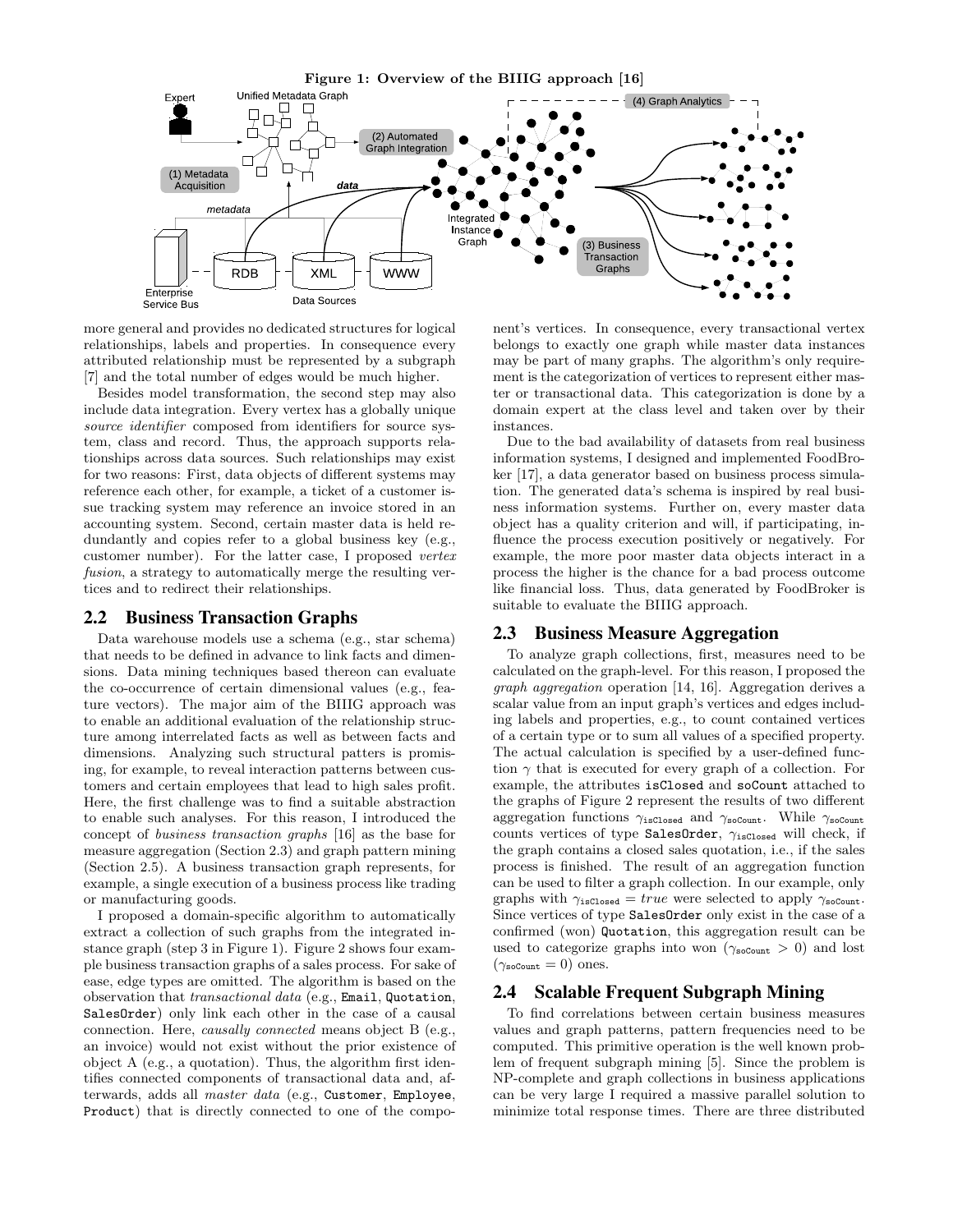**Figure 1: Overview of the BIIIG approach [16]**

more general and provides no dedicated structures for logical relationships, labels and properties. In consequence every attributed relationship must be represented by a subgraph [7] and the total number of edges would be much higher.

Besides model transformation, the second step may also include data integration. Every vertex has a globally unique *source identifier* composed from identifiers for source system, class and record. Thus, the approach supports relationships across data sources. Such relationships may exist for two reasons: First, data objects of different systems may reference each other, for example, a ticket of a customer issue tracking system may reference an invoice stored in an accounting system. Second, certain master data is held redundantly and copies refer to a global business key (e.g., customer number). For the latter case, I proposed *vertex fusion*, a strategy to automatically merge the resulting vertices and to redirect their relationships.

## 2.2 Business Transaction Graphs

Data warehouse models use a schema (e.g., star schema) that needs to be defined in advance to link facts and dimensions. Data mining techniques based thereon can evaluate the co-occurrence of certain dimensional values (e.g., feature vectors). The major aim of the BIIIG approach was to enable an additional evaluation of the relationship structure among interrelated facts as well as between facts and dimensions. Analyzing such structural patters is promising, for example, to reveal interaction patterns between customers and certain employees that lead to high sales profit. Here, the first challenge was to find a suitable abstraction to enable such analyses. For this reason, I introduced the concept of *business transaction graphs* [16] as the base for measure aggregation (Section 2.3) and graph pattern mining (Section 2.5). A business transaction graph represents, for example, a single execution of a business process like trading or manufacturing goods.

I proposed a domain-specific algorithm to automatically extract a collection of such graphs from the integrated instance graph (step 3 in Figure 1). Figure 2 shows four example business transaction graphs of a sales process. For sake of ease, edge types are omitted. The algorithm is based on the observation that *transactional data* (e.g., `Email`, `Quotation`, `SalesOrder`) only link each other in the case of a causal connection. Here, *causally connected* means object B (e.g., an invoice) would not exist without the prior existence of object A (e.g., a quotation). Thus, the algorithm first identifies connected components of transactional data and, afterwards, adds all *master data* (e.g., `Customer`, `Employee`, `Product`) that is directly connected to one of the component's vertices. In consequence, every transactional vertex belongs to exactly one graph while master data instances may be part of many graphs. The algorithm's only requirement is the categorization of vertices to represent either master or transactional data. This categorization is done by a domain expert at the class level and taken over by their instances.

Due to the bad availability of datasets from real business information systems, I designed and implemented FoodBroker [17], a data generator based on business process simulation. The generated data's schema is inspired by real business information systems. Further on, every master data object has a quality criterion and will, if participating, influence the process execution positively or negatively. For example, the more poor master data objects interact in a process the higher is the chance for a bad process outcome like financial loss. Thus, data generated by FoodBroker is suitable to evaluate the BIIIG approach.

## 2.3 Business Measure Aggregation

To analyze graph collections, first, measures need to be calculated on the graph-level. For this reason, I proposed the *graph aggregation* operation [14, 16]. Aggregation derives a scalar value from an input graph's vertices and edges including labels and properties, e.g., to count contained vertices of a certain type or to sum all values of a specified property. The actual calculation is specified by a user-defined function $\gamma$ that is executed for every graph of a collection. For example, the attributes `isClosed` and `soCount` attached to the graphs of Figure 2 represent the results of two different aggregation functions $\gamma_{\texttt{isClosed}}$ and $\gamma_{\texttt{soCount}}$. While $\gamma_{\texttt{soCount}}$ counts vertices of type `SalesOrder`, $\gamma_{\texttt{isClosed}}$ will check, if the graph contains a closed sales quotation, i.e., if the sales process is finished. The result of an aggregation function can be used to filter a graph collection. In our example, only graphs with $\gamma_{\texttt{isClosed}} = true$ were selected to apply $\gamma_{\texttt{soCount}}$. Since vertices of type `SalesOrder` only exist in the case of a confirmed (won) `Quotation`, this aggregation result can be used to categorize graphs into won ($\gamma_{\texttt{soCount}} > 0$) and lost ($\gamma_{\texttt{soCount}} = 0$) ones.

## 2.4 Scalable Frequent Subgraph Mining

To find correlations between certain business measures values and graph patterns, pattern frequencies need to be computed. This primitive operation is the well known problem of frequent subgraph mining [5]. Since the problem is NP-complete and graph collections in business applications can be very large I required a massive parallel solution to minimize total response times. There are three distributed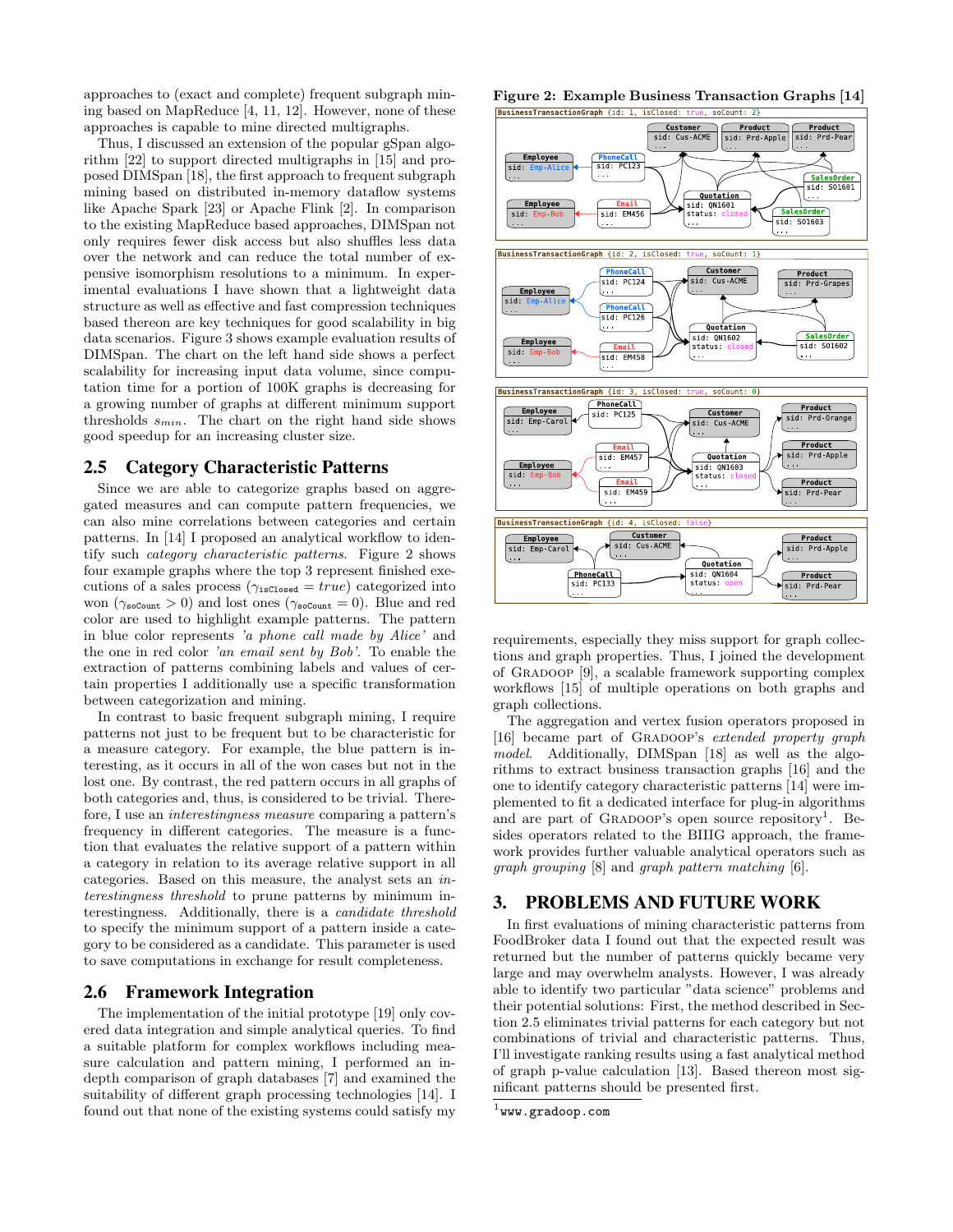approaches to (exact and complete) frequent subgraph mining based on MapReduce [4, 11, 12]. However, none of these approaches is capable to mine directed multigraphs.

Thus, I discussed an extension of the popular gSpan algorithm [22] to support directed multigraphs in [15] and proposed DIMSpan [18], the first approach to frequent subgraph mining based on distributed in-memory dataflow systems like Apache Spark [23] or Apache Flink [2]. In comparison to the existing MapReduce based approaches, DIMSpan not only requires fewer disk access but also shuffles less data over the network and can reduce the total number of expensive isomorphism resolutions to a minimum. In experimental evaluations I have shown that a lightweight data structure as well as effective and fast compression techniques based thereon are key techniques for good scalability in big data scenarios. Figure 3 shows example evaluation results of DIMSpan. The chart on the left hand side shows a perfect scalability for increasing input data volume, since computation time for a portion of 100K graphs is decreasing for a growing number of graphs at different minimum support thresholds $s_{min}$. The chart on the right hand side shows good speedup for an increasing cluster size.

## 2.5 Category Characteristic Patterns

Since we are able to categorize graphs based on aggregated measures and can compute pattern frequencies, we can also mine correlations between categories and certain patterns. In [14] I proposed an analytical workflow to identify such *category characteristic patterns*. Figure 2 shows four example graphs where the top 3 represent finished executions of a sales process ($\gamma_{\texttt{isClosed}} = true$) categorized into won ($\gamma_{\texttt{soCount}} > 0$) and lost ones ($\gamma_{\texttt{soCount}} = 0$). Blue and red color are used to highlight example patterns. The pattern in blue color represents *'a phone call made by Alice'* and the one in red color *'an email sent by Bob'*. To enable the extraction of patterns combining labels and values of certain properties I additionally use a specific transformation between categorization and mining.

In contrast to basic frequent subgraph mining, I require patterns not just to be frequent but to be characteristic for a measure category. For example, the blue pattern is interesting, as it occurs in all of the won cases but not in the lost one. By contrast, the red pattern occurs in all graphs of both categories and, thus, is considered to be trivial. Therefore, I use an *interestingness measure* comparing a pattern's frequency in different categories. The measure is a function that evaluates the relative support of a pattern within a category in relation to its average relative support in all categories. Based on this measure, the analyst sets an *interestingness threshold* to prune patterns by minimum interestingness. Additionally, there is a *candidate threshold* to specify the minimum support of a pattern inside a category to be considered as a candidate. This parameter is used to save computations in exchange for result completeness.

## 2.6 Framework Integration

The implementation of the initial prototype [19] only covered data integration and simple analytical queries. To find a suitable platform for complex workflows including measure calculation and pattern mining, I performed an in-depth comparison of graph databases [7] and examined the suitability of different graph processing technologies [14]. I found out that none of the existing systems could satisfy my

**Figure 2: Example Business Transaction Graphs [14]**

requirements, especially they miss support for graph collections and graph properties. Thus, I joined the development of Gradoop [9], a scalable framework supporting complex workflows [15] of multiple operations on both graphs and graph collections.

The aggregation and vertex fusion operators proposed in [16] became part of Gradoop's *extended property graph model*. Additionally, DIMSpan [18] as well as the algorithms to extract business transaction graphs [16] and the one to identify category characteristic patterns [14] were implemented to fit a dedicated interface for plug-in algorithms and are part of Gradoop's open source repository[1]. Besides operators related to the BIIIG approach, the framework provides further valuable analytical operators such as *graph grouping* [8] and *graph pattern matching* [6].

# 3. PROBLEMS AND FUTURE WORK

In first evaluations of mining characteristic patterns from FoodBroker data I found out that the expected result was returned but the number of patterns quickly became very large and may overwhelm analysts. However, I was already able to identify two particular "data science" problems and their potential solutions: First, the method described in Section 2.5 eliminates trivial patterns for each category but not combinations of trivial and characteristic patterns. Thus, I'll investigate ranking results using a fast analytical method of graph p-value calculation [13]. Based thereon most significant patterns should be presented first.

[1] www.gradoop.com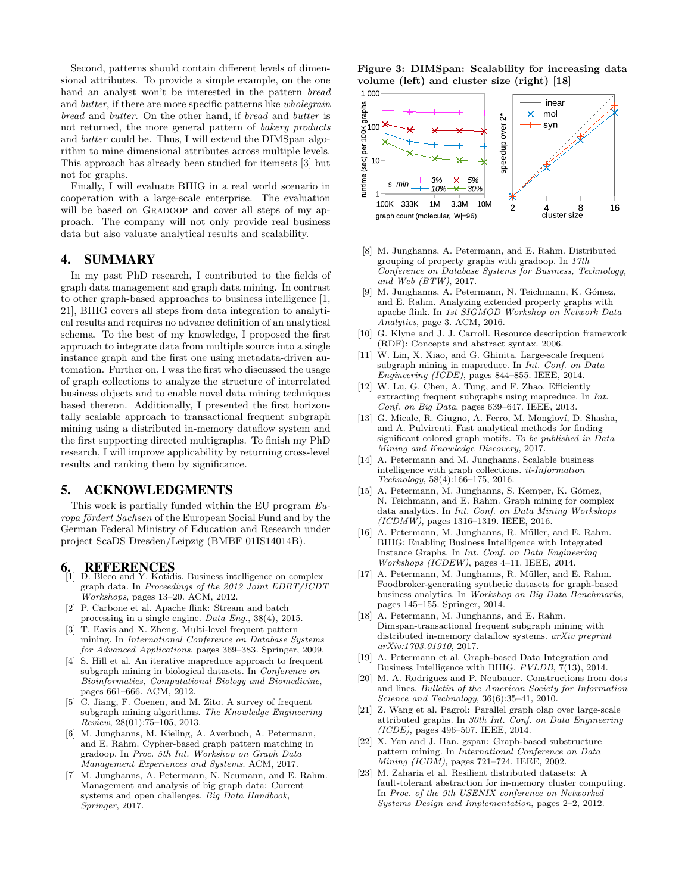Second, patterns should contain different levels of dimensional attributes. To provide a simple example, on the one hand an analyst won't be interested in the pattern *bread* and *butter*, if there are more specific patterns like *wholegrain bread* and *butter*. On the other hand, if *bread* and *butter* is not returned, the more general pattern of *bakery products* and *butter* could be. Thus, I will extend the DIMSpan algorithm to mine dimensional attributes across multiple levels. This approach has already been studied for itemsets [3] but not for graphs.

Finally, I will evaluate BIIIG in a real world scenario in cooperation with a large-scale enterprise. The evaluation will be based on GRADOOP and cover all steps of my approach. The company will not only provide real business data but also valuate analytical results and scalability.

## 4. SUMMARY

In my past PhD research, I contributed to the fields of graph data management and graph data mining. In contrast to other graph-based approaches to business intelligence [1, 21], BIIIG covers all steps from data integration to analytical results and requires no advance definition of an analytical schema. To the best of my knowledge, I proposed the first approach to integrate data from multiple source into a single instance graph and the first one using metadata-driven automation. Further on, I was the first who discussed the usage of graph collections to analyze the structure of interrelated business objects and to enable novel data mining techniques based thereon. Additionally, I presented the first horizontally scalable approach to transactional frequent subgraph mining using a distributed in-memory dataflow system and the first supporting directed multigraphs. To finish my PhD research, I will improve applicability by returning cross-level results and ranking them by significance.

## 5. ACKNOWLEDGMENTS

This work is partially funded within the EU program *Europa fördert Sachsen* of the European Social Fund and by the German Federal Ministry of Education and Research under project ScaDS Dresden/Leipzig (BMBF 01IS14014B).

**Figure 3: DIMSpan: Scalability for increasing data volume (left) and cluster size (right) [18]**

runtime (sec) per 100K graphs
1.000
100
10
1
s_min
3%
5%
10%
30%
100K 333K 1M 3.3M 10M
graph count (molecular, |W|=96)

speedup over 2*
linear
mol
syn
2 4 8 16
cluster size

## 6. REFERENCES

[1] D. Bleco and Y. Kotidis. Business intelligence on complex graph data. In *Proceedings of the 2012 Joint EDBT/ICDT Workshops*, pages 13–20. ACM, 2012.

[2] P. Carbone et al. Apache flink: Stream and batch processing in a single engine. *Data Eng.*, 38(4), 2015.

[3] T. Eavis and X. Zheng. Multi-level frequent pattern mining. In *International Conference on Database Systems for Advanced Applications*, pages 369–383. Springer, 2009.

[4] S. Hill et al. An iterative mapreduce approach to frequent subgraph mining in biological datasets. In *Conference on Bioinformatics, Computational Biology and Biomedicine*, pages 661–666. ACM, 2012.

[5] C. Jiang, F. Coenen, and M. Zito. A survey of frequent subgraph mining algorithms. *The Knowledge Engineering Review*, 28(01):75–105, 2013.

[6] M. Junghanns, M. Kieling, A. Averbuch, A. Petermann, and E. Rahm. Cypher-based graph pattern matching in gradoop. In *Proc. 5th Int. Workshop on Graph Data Management Experiences and Systems*. ACM, 2017.

[7] M. Junghanns, A. Petermann, N. Neumann, and E. Rahm. Management and analysis of big graph data: Current systems and open challenges. *Big Data Handbook, Springer*, 2017.

[8] M. Junghanns, A. Petermann, and E. Rahm. Distributed grouping of property graphs with gradoop. In *17th Conference on Database Systems for Business, Technology, and Web (BTW)*, 2017.

[9] M. Junghanns, A. Petermann, N. Teichmann, K. Gómez, and E. Rahm. Analyzing extended property graphs with apache flink. In *1st SIGMOD Workshop on Network Data Analytics*, page 3. ACM, 2016.

[10] G. Klyne and J. J. Carroll. Resource description framework (RDF): Concepts and abstract syntax. 2006.

[11] W. Lin, X. Xiao, and G. Ghinita. Large-scale frequent subgraph mining in mapreduce. In *Int. Conf. on Data Engineering (ICDE)*, pages 844–855. IEEE, 2014.

[12] W. Lu, G. Chen, A. Tung, and F. Zhao. Efficiently extracting frequent subgraphs using mapreduce. In *Int. Conf. on Big Data*, pages 639–647. IEEE, 2013.

[13] G. Micale, R. Giugno, A. Ferro, M. Mongioví, D. Shasha, and A. Pulvirenti. Fast analytical methods for finding significant colored graph motifs. *To be published in Data Mining and Knowledge Discovery*, 2017.

[14] A. Petermann and M. Junghanns. Scalable business intelligence with graph collections. *it-Information Technology*, 58(4):166–175, 2016.

[15] A. Petermann, M. Junghanns, S. Kemper, K. Gómez, N. Teichmann, and E. Rahm. Graph mining for complex data analytics. In *Int. Conf. on Data Mining Workshops (ICDMW)*, pages 1316–1319. IEEE, 2016.

[16] A. Petermann, M. Junghanns, R. Müller, and E. Rahm. BIIIG: Enabling Business Intelligence with Integrated Instance Graphs. In *Int. Conf. on Data Engineering Workshops (ICDEW)*, pages 4–11. IEEE, 2014.

[17] A. Petermann, M. Junghanns, R. Müller, and E. Rahm. Foodbroker-generating synthetic datasets for graph-based business analytics. In *Workshop on Big Data Benchmarks*, pages 145–155. Springer, 2014.

[18] A. Petermann, M. Junghanns, and E. Rahm. Dimspan-transactional frequent subgraph mining with distributed in-memory dataflow systems. *arXiv preprint arXiv:1703.01910*, 2017.

[19] A. Petermann et al. Graph-based Data Integration and Business Intelligence with BIIIG. *PVLDB*, 7(13), 2014.

[20] M. A. Rodriguez and P. Neubauer. Constructions from dots and lines. *Bulletin of the American Society for Information Science and Technology*, 36(6):35–41, 2010.

[21] Z. Wang et al. Pagrol: Parallel graph olap over large-scale attributed graphs. In *30th Int. Conf. on Data Engineering (ICDE)*, pages 496–507. IEEE, 2014.

[22] X. Yan and J. Han. gspan: Graph-based substructure pattern mining. In *International Conference on Data Mining (ICDM)*, pages 721–724. IEEE, 2002.

[23] M. Zaharia et al. Resilient distributed datasets: A fault-tolerant abstraction for in-memory cluster computing. In *Proc. of the 9th USENIX conference on Networked Systems Design and Implementation*, pages 2–2, 2012.